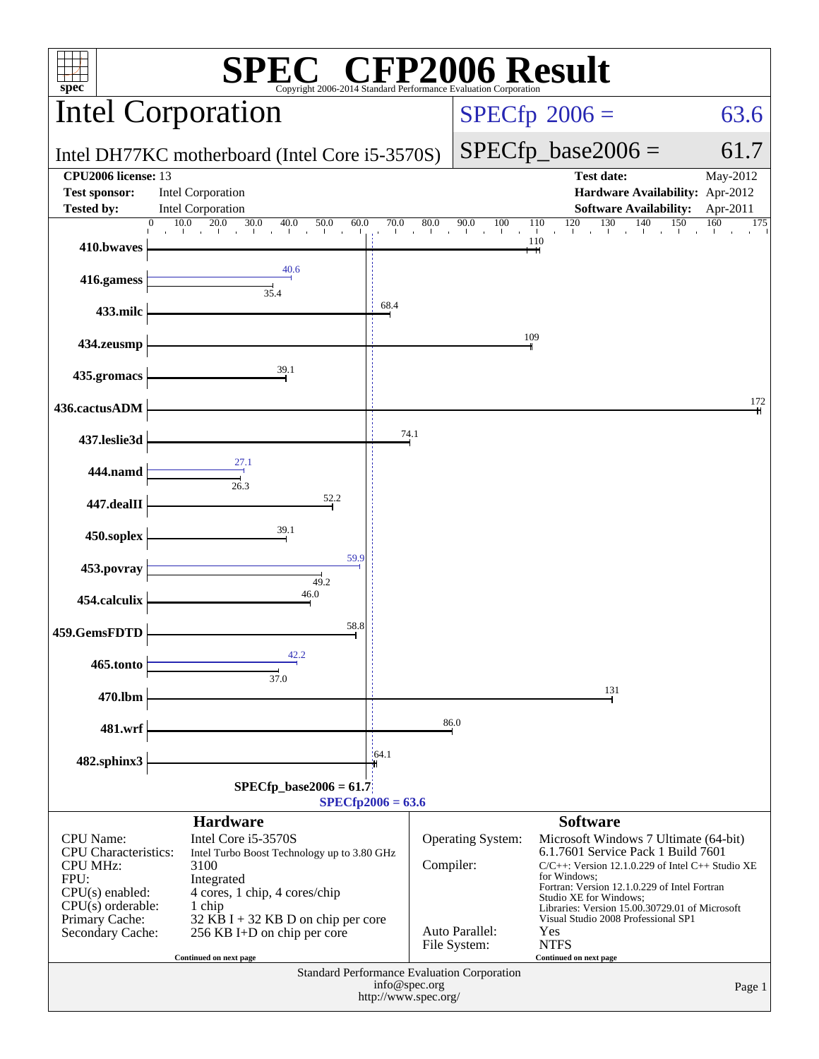# SPEC CFP2006 Result

Copyright 2006-2014 Standard Performance Evaluation Corporation

## Intel Corporation

Intel DH77KC motherboard (Intel Core i5-3570S)

SPECfp 2006 = 63.6

SPECfp_base2006 = 61.7

| | | | |
|---|---|---|---|
| **CPU2006 license:** 13 | | **Test date:** | May-2012 |
| **Test sponsor:** | Intel Corporation | **Hardware Availability:** | Apr-2012 |
| **Tested by:** | Intel Corporation | **Software Availability:** | Apr-2011 |

| Benchmark | Base | Peak |
|---|---|---|
| 410.bwaves | 110 | |
| 416.gamess | 35.4 | 40.6 |
| 433.milc | 68.4 | |
| 434.zeusmp | 109 | |
| 435.gromacs | 39.1 | |
| 436.cactusADM | 172 | |
| 437.leslie3d | 74.1 | |
| 444.namd | 26.3 | 27.1 |
| 447.dealII | 52.2 | |
| 450.soplex | 39.1 | |
| 453.povray | 49.2 | 59.9 |
| 454.calculix | 46.0 | |
| 459.GemsFDTD | 58.8 | |
| 465.tonto | 37.0 | 42.2 |
| 470.lbm | 131 | |
| 481.wrf | 86.0 | |
| 482.sphinx3 | 64.1 | |

SPECfp_base2006 = 61.7

SPECfp2006 = 63.6

## Hardware

| | |
|---|---|
| CPU Name: | Intel Core i5-3570S |
| CPU Characteristics: | Intel Turbo Boost Technology up to 3.80 GHz |
| CPU MHz: | 3100 |
| FPU: | Integrated |
| CPU(s) enabled: | 4 cores, 1 chip, 4 cores/chip |
| CPU(s) orderable: | 1 chip |
| Primary Cache: | 32 KB I + 32 KB D on chip per core |
| Secondary Cache: | 256 KB I+D on chip per core |

Continued on next page

## Software

| | |
|---|---|
| Operating System: | Microsoft Windows 7 Ultimate (64-bit) 6.1.7601 Service Pack 1 Build 7601 |
| Compiler: | C/C++: Version 12.1.0.229 of Intel C++ Studio XE for Windows; Fortran: Version 12.1.0.229 of Intel Fortran Studio XE for Windows; Libraries: Version 15.00.30729.01 of Microsoft Visual Studio 2008 Professional SP1 |
| Auto Parallel: | Yes |
| File System: | NTFS |

Continued on next page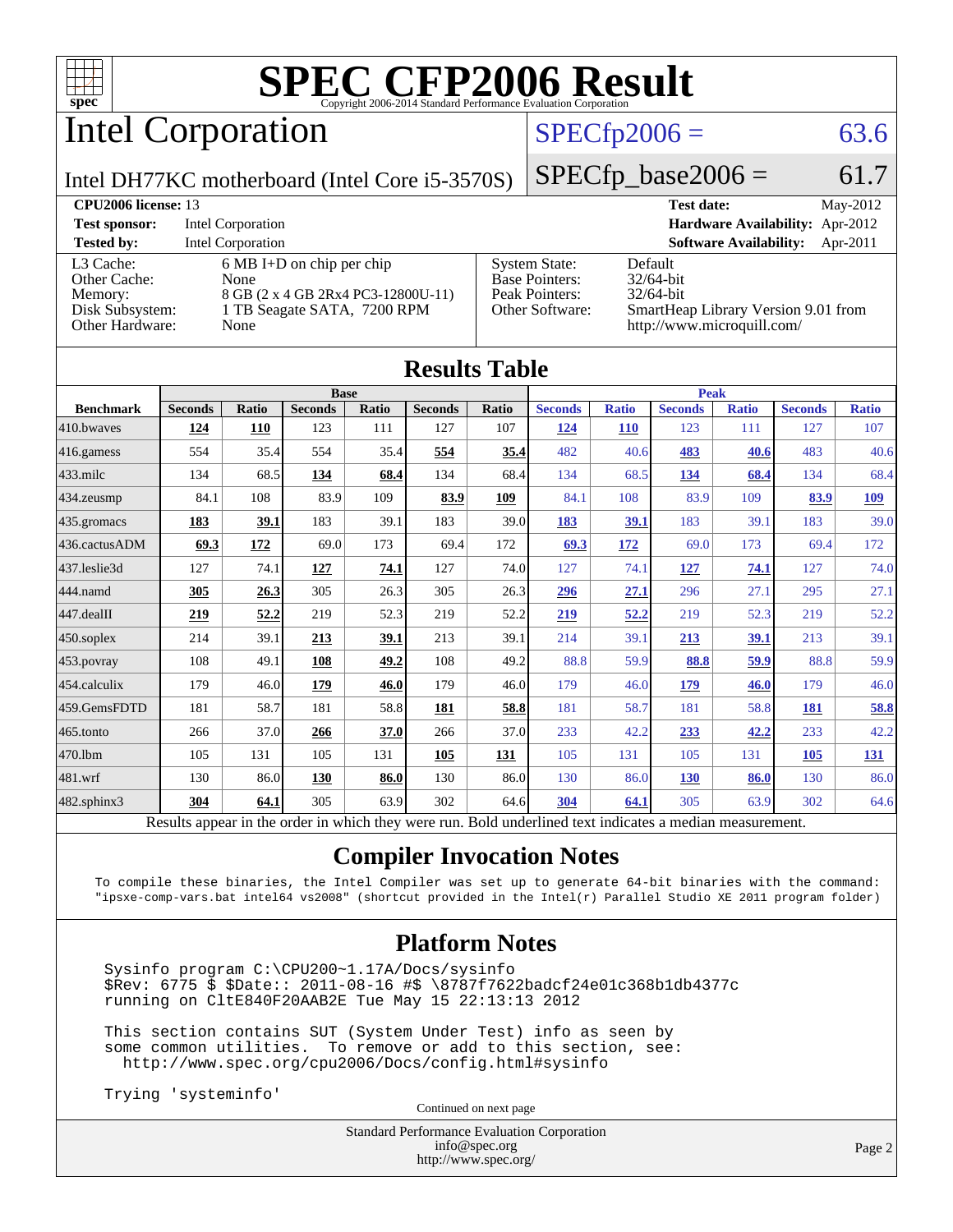# SPEC CFP2006 Result

Copyright 2006-2014 Standard Performance Evaluation Corporation

## Intel Corporation

Intel DH77KC motherboard (Intel Core i5-3570S)

SPECfp2006 = 63.6

SPECfp_base2006 = 61.7

| | | | |
|---|---|---|---|
| **CPU2006 license:** 13 | | **Test date:** | May-2012 |
| **Test sponsor:** | Intel Corporation | **Hardware Availability:** | Apr-2012 |
| **Tested by:** | Intel Corporation | **Software Availability:** | Apr-2011 |

| | | | |
|---|---|---|---|
| L3 Cache: | 6 MB I+D on chip per chip | System State: | Default |
| Other Cache: | None | Base Pointers: | 32/64-bit |
| Memory: | 8 GB (2 x 4 GB 2Rx4 PC3-12800U-11) | Peak Pointers: | 32/64-bit |
| Disk Subsystem: | 1 TB Seagate SATA, 7200 RPM | Other Software: | SmartHeap Library Version 9.01 from http://www.microquill.com/ |
| Other Hardware: | None | | |

## Results Table

| | Base | | | | | | Peak | | | | | |
|---|---|---|---|---|---|---|---|---|---|---|---|---|
| **Benchmark** | **Seconds** | **Ratio** | **Seconds** | **Ratio** | **Seconds** | **Ratio** | **Seconds** | **Ratio** | **Seconds** | **Ratio** | **Seconds** | **Ratio** |
| 410.bwaves | **124** | **110** | 123 | 111 | 127 | 107 | **124** | **110** | 123 | 111 | 127 | 107 |
| 416.gamess | 554 | 35.4 | 554 | 35.4 | **554** | **35.4** | 482 | 40.6 | **483** | **40.6** | 483 | 40.6 |
| 433.milc | 134 | 68.5 | **134** | **68.4** | 134 | 68.4 | 134 | 68.5 | **134** | **68.4** | 134 | 68.4 |
| 434.zeusmp | 84.1 | 108 | 83.9 | 109 | **83.9** | **109** | 84.1 | 108 | 83.9 | 109 | **83.9** | **109** |
| 435.gromacs | **183** | **39.1** | 183 | 39.1 | 183 | 39.0 | **183** | **39.1** | 183 | 39.1 | 183 | 39.0 |
| 436.cactusADM | **69.3** | **172** | 69.0 | 173 | 69.4 | 172 | **69.3** | **172** | 69.0 | 173 | 69.4 | 172 |
| 437.leslie3d | 127 | 74.1 | **127** | **74.1** | 127 | 74.0 | 127 | 74.1 | **127** | **74.1** | 127 | 74.0 |
| 444.namd | **305** | **26.3** | 305 | 26.3 | 305 | 26.3 | **296** | **27.1** | 296 | 27.1 | 295 | 27.1 |
| 447.dealII | **219** | **52.2** | 219 | 52.3 | 219 | 52.2 | **219** | **52.2** | 219 | 52.3 | 219 | 52.2 |
| 450.soplex | 214 | 39.1 | **213** | **39.1** | 213 | 39.1 | 214 | 39.1 | **213** | **39.1** | 213 | 39.1 |
| 453.povray | 108 | 49.1 | **108** | **49.2** | 108 | 49.2 | 88.8 | 59.9 | **88.8** | **59.9** | 88.8 | 59.9 |
| 454.calculix | 179 | 46.0 | **179** | **46.0** | 179 | 46.0 | 179 | 46.0 | **179** | **46.0** | 179 | 46.0 |
| 459.GemsFDTD | 181 | 58.7 | 181 | 58.8 | **181** | **58.8** | 181 | 58.7 | 181 | 58.8 | **181** | **58.8** |
| 465.tonto | 266 | 37.0 | **266** | **37.0** | 266 | 37.0 | 233 | 42.2 | **233** | **42.2** | 233 | 42.2 |
| 470.lbm | 105 | 131 | 105 | 131 | **105** | **131** | 105 | 131 | 105 | 131 | **105** | **131** |
| 481.wrf | 130 | 86.0 | **130** | **86.0** | 130 | 86.0 | 130 | 86.0 | **130** | **86.0** | 130 | 86.0 |
| 482.sphinx3 | **304** | **64.1** | 305 | 63.9 | 302 | 64.6 | **304** | **64.1** | 305 | 63.9 | 302 | 64.6 |

Results appear in the order in which they were run. Bold underlined text indicates a median measurement.

## Compiler Invocation Notes

```
To compile these binaries, the Intel Compiler was set up to generate 64-bit binaries with the command:
"ipsxe-comp-vars.bat intel64 vs2008" (shortcut provided in the Intel(r) Parallel Studio XE 2011 program folder)
```

## Platform Notes

```
Sysinfo program C:\CPU200~1.17A/Docs/sysinfo
$Rev: 6775 $ $Date:: 2011-08-16 #$ \8787f7622badcf24e01c368b1db4377c
running on CltE840F20AAB2E Tue May 15 22:13:13 2012

This section contains SUT (System Under Test) info as seen by
some common utilities.  To remove or add to this section, see:
  http://www.spec.org/cpu2006/Docs/config.html#sysinfo

Trying 'systeminfo'
```

Continued on next page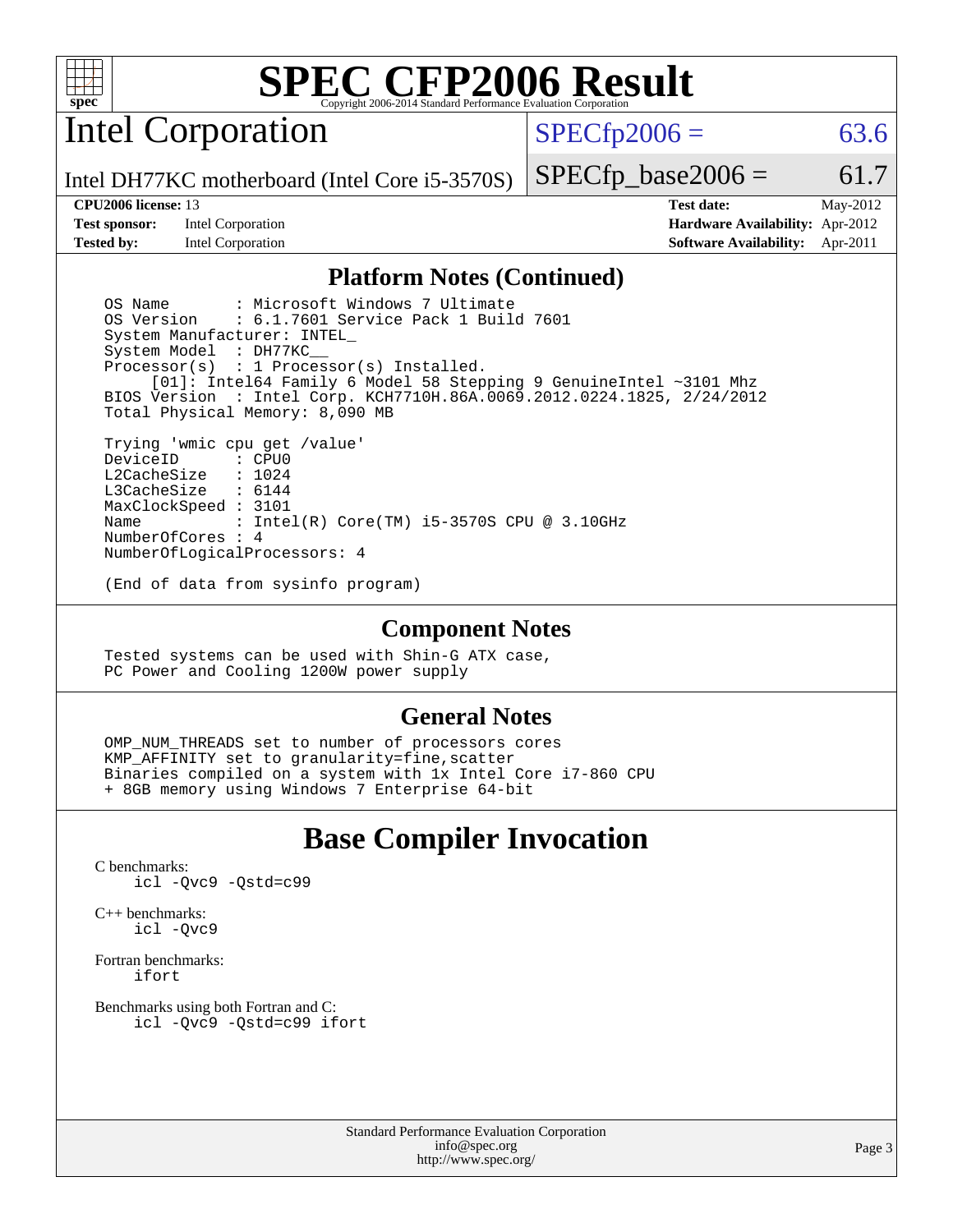# SPEC CFP2006 Result

Copyright 2006-2014 Standard Performance Evaluation Corporation

## Intel Corporation

Intel DH77KC motherboard (Intel Core i5-3570S)

SPECfp2006 = 63.6

SPECfp_base2006 = 61.7

**CPU2006 license:** 13
**Test sponsor:** Intel Corporation
**Tested by:** Intel Corporation

**Test date:** May-2012
**Hardware Availability:** Apr-2012
**Software Availability:** Apr-2011

### Platform Notes (Continued)

```
OS Name        : Microsoft Windows 7 Ultimate
OS Version     : 6.1.7601 Service Pack 1 Build 7601
System Manufacturer: INTEL_
System Model   : DH77KC__
Processor(s)   : 1 Processor(s) Installed.
     [01]: Intel64 Family 6 Model 58 Stepping 9 GenuineIntel ~3101 Mhz
BIOS Version   : Intel Corp. KCH7710H.86A.0069.2012.0224.1825, 2/24/2012
Total Physical Memory: 8,090 MB

Trying 'wmic cpu get /value'
DeviceID       : CPU0
L2CacheSize    : 1024
L3CacheSize    : 6144
MaxClockSpeed  : 3101
Name           : Intel(R) Core(TM) i5-3570S CPU @ 3.10GHz
NumberOfCores  : 4
NumberOfLogicalProcessors: 4

(End of data from sysinfo program)
```

### Component Notes

```
Tested systems can be used with Shin-G ATX case,
PC Power and Cooling 1200W power supply
```

### General Notes

```
OMP_NUM_THREADS set to number of processors cores
KMP_AFFINITY set to granularity=fine,scatter
Binaries compiled on a system with 1x Intel Core i7-860 CPU
+ 8GB memory using Windows 7 Enterprise 64-bit
```

## Base Compiler Invocation

C benchmarks:
```
icl -Qvc9 -Qstd=c99
```

C++ benchmarks:
```
icl -Qvc9
```

Fortran benchmarks:
```
ifort
```

Benchmarks using both Fortran and C:
```
icl -Qvc9 -Qstd=c99 ifort
```

Standard Performance Evaluation Corporation
info@spec.org
http://www.spec.org/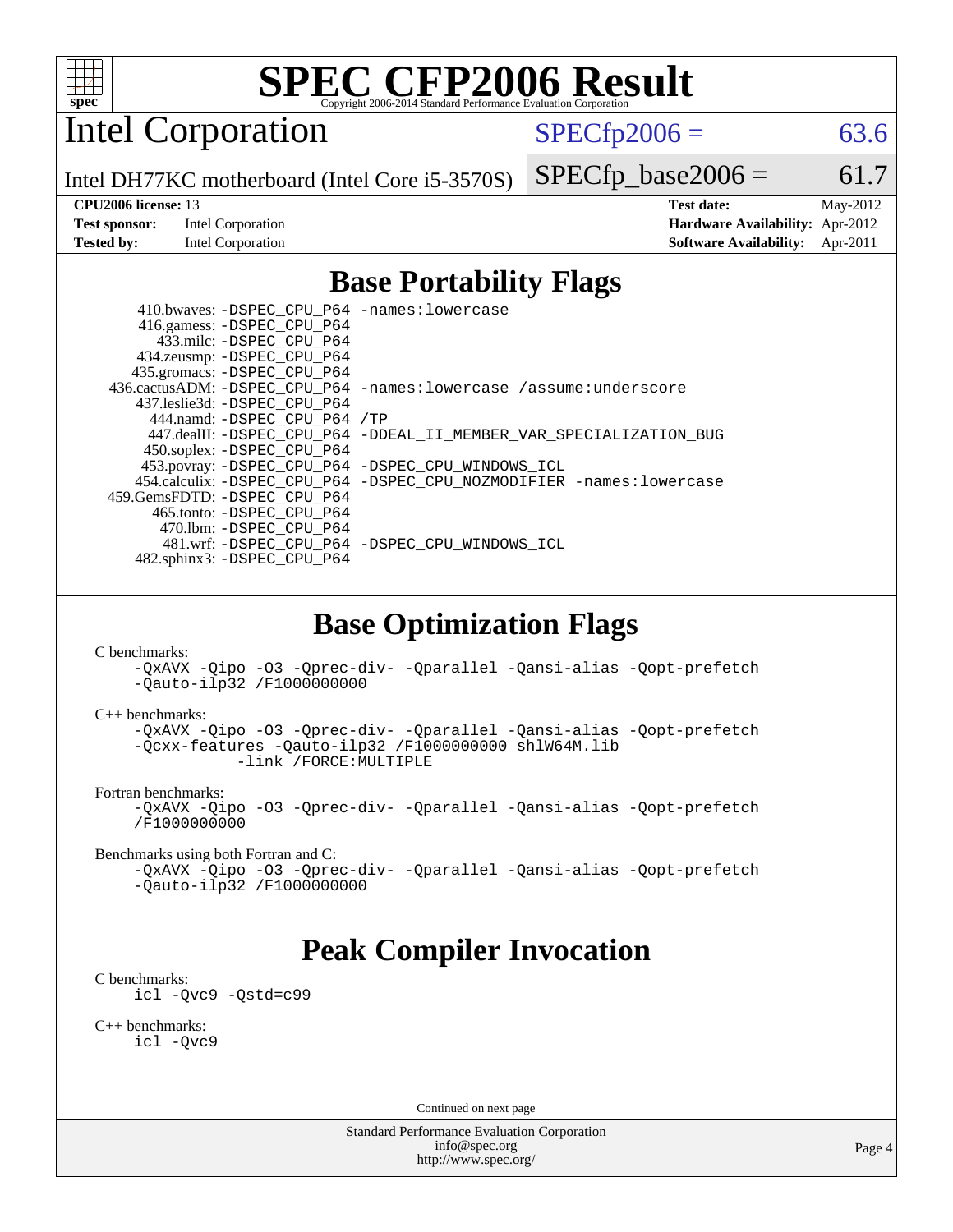# SPEC CFP2006 Result

Copyright 2006-2014 Standard Performance Evaluation Corporation

## Intel Corporation

Intel DH77KC motherboard (Intel Core i5-3570S)

SPECfp2006 = 63.6

SPECfp_base2006 = 61.7

| | | | |
|---|---|---|---|
| **CPU2006 license:** 13 | | **Test date:** | May-2012 |
| **Test sponsor:** | Intel Corporation | **Hardware Availability:** | Apr-2012 |
| **Tested by:** | Intel Corporation | **Software Availability:** | Apr-2011 |

## Base Portability Flags

410.bwaves: -DSPEC_CPU_P64 -names:lowercase
416.gamess: -DSPEC_CPU_P64
433.milc: -DSPEC_CPU_P64
434.zeusmp: -DSPEC_CPU_P64
435.gromacs: -DSPEC_CPU_P64
436.cactusADM: -DSPEC_CPU_P64 -names:lowercase /assume:underscore
437.leslie3d: -DSPEC_CPU_P64
444.namd: -DSPEC_CPU_P64 /TP
447.dealII: -DSPEC_CPU_P64 -DDEAL_II_MEMBER_VAR_SPECIALIZATION_BUG
450.soplex: -DSPEC_CPU_P64
453.povray: -DSPEC_CPU_P64 -DSPEC_CPU_WINDOWS_ICL
454.calculix: -DSPEC_CPU_P64 -DSPEC_CPU_NOZMODIFIER -names:lowercase
459.GemsFDTD: -DSPEC_CPU_P64
465.tonto: -DSPEC_CPU_P64
470.lbm: -DSPEC_CPU_P64
481.wrf: -DSPEC_CPU_P64 -DSPEC_CPU_WINDOWS_ICL
482.sphinx3: -DSPEC_CPU_P64

## Base Optimization Flags

C benchmarks:

```
-QxAVX -Qipo -O3 -Qprec-div- -Qparallel -Qansi-alias -Qopt-prefetch
-Qauto-ilp32 /F1000000000
```

C++ benchmarks:

```
-QxAVX -Qipo -O3 -Qprec-div- -Qparallel -Qansi-alias -Qopt-prefetch
-Qcxx-features -Qauto-ilp32 /F1000000000 shlW64M.lib
         -link /FORCE:MULTIPLE
```

Fortran benchmarks:

```
-QxAVX -Qipo -O3 -Qprec-div- -Qparallel -Qansi-alias -Qopt-prefetch
/F1000000000
```

Benchmarks using both Fortran and C:

```
-QxAVX -Qipo -O3 -Qprec-div- -Qparallel -Qansi-alias -Qopt-prefetch
-Qauto-ilp32 /F1000000000
```

## Peak Compiler Invocation

C benchmarks:

```
icl -Qvc9 -Qstd=c99
```

C++ benchmarks:

```
icl -Qvc9
```

Continued on next page

Standard Performance Evaluation Corporation
info@spec.org
http://www.spec.org/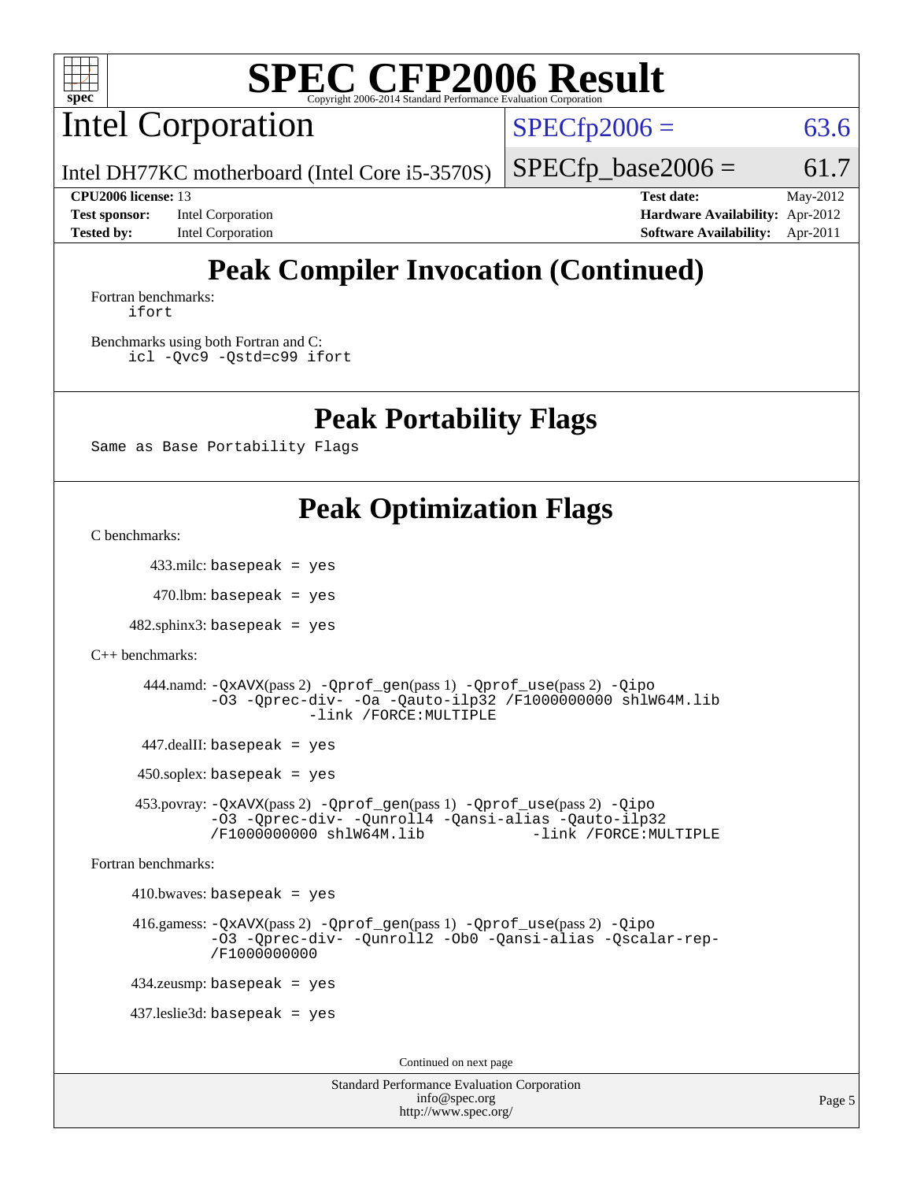# SPEC CFP2006 Result

Copyright 2006-2014 Standard Performance Evaluation Corporation

## Intel Corporation

Intel DH77KC motherboard (Intel Core i5-3570S)

SPECfp2006 = 63.6

SPECfp_base2006 = 61.7

| | | | |
|---|---|---|---|
| **CPU2006 license:** 13 | | **Test date:** | May-2012 |
| **Test sponsor:** | Intel Corporation | **Hardware Availability:** | Apr-2012 |
| **Tested by:** | Intel Corporation | **Software Availability:** | Apr-2011 |

## Peak Compiler Invocation (Continued)

Fortran benchmarks:
```
ifort
```

Benchmarks using both Fortran and C:
```
icl -Qvc9 -Qstd=c99 ifort
```

## Peak Portability Flags

Same as Base Portability Flags

## Peak Optimization Flags

C benchmarks:

433.milc: basepeak = yes

470.lbm: basepeak = yes

482.sphinx3: basepeak = yes

C++ benchmarks:

444.namd: -QxAVX(pass 2) -Qprof_gen(pass 1) -Qprof_use(pass 2) -Qipo -O3 -Qprec-div- -Oa -Qauto-ilp32 /F1000000000 shlW64M.lib -link /FORCE:MULTIPLE

447.dealII: basepeak = yes

450.soplex: basepeak = yes

453.povray: -QxAVX(pass 2) -Qprof_gen(pass 1) -Qprof_use(pass 2) -Qipo -O3 -Qprec-div- -Qunroll4 -Qansi-alias -Qauto-ilp32 /F1000000000 shlW64M.lib -link /FORCE:MULTIPLE

Fortran benchmarks:

410.bwaves: basepeak = yes

416.gamess: -QxAVX(pass 2) -Qprof_gen(pass 1) -Qprof_use(pass 2) -Qipo -O3 -Qprec-div- -Qunroll2 -Ob0 -Qansi-alias -Qscalar-rep- /F1000000000

434.zeusmp: basepeak = yes

437.leslie3d: basepeak = yes

Continued on next page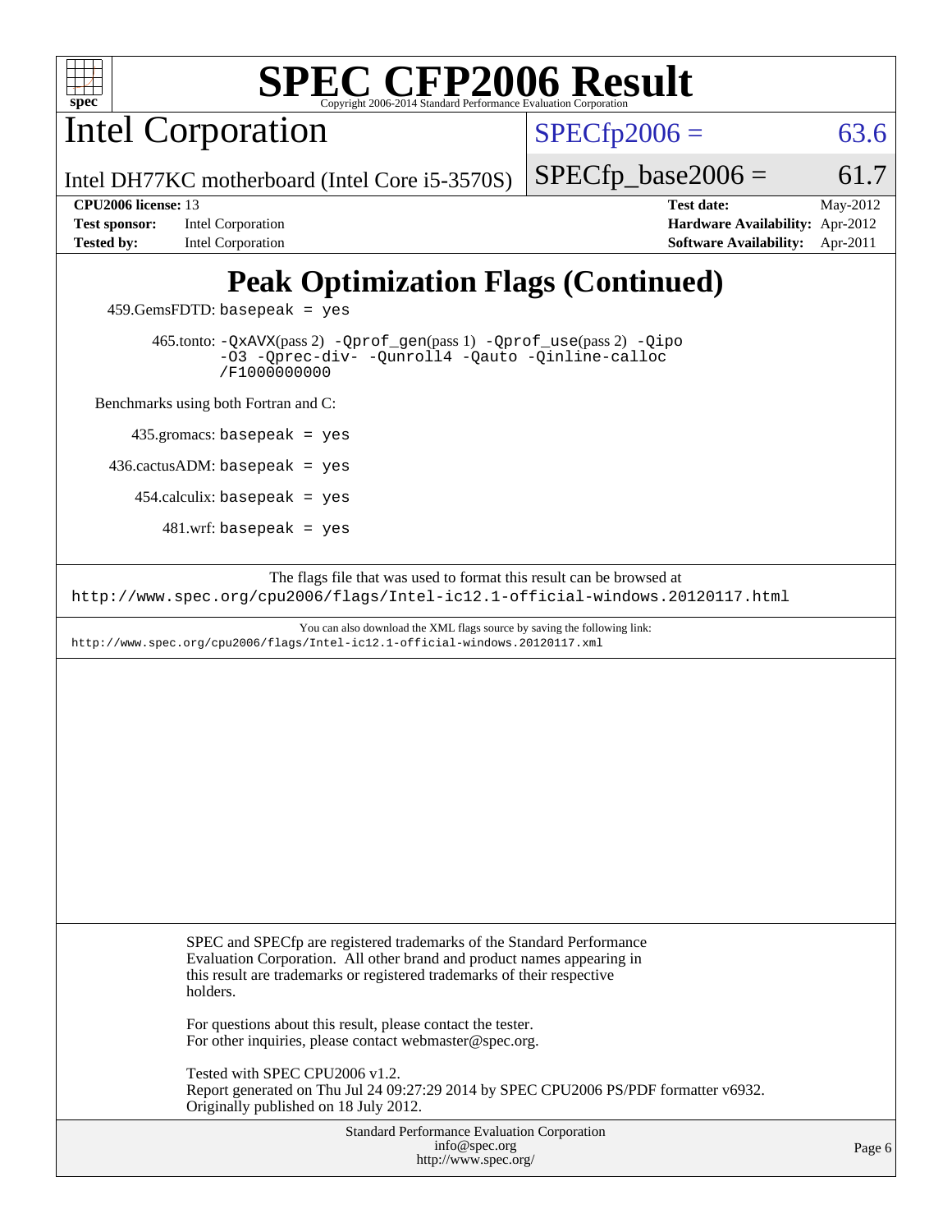# Peak Optimization Flags (Continued)

459.GemsFDTD: basepeak = yes

465.tonto: -QxAVX(pass 2) -Qprof_gen(pass 1) -Qprof_use(pass 2) -Qipo -O3 -Qprec-div- -Qunroll4 -Qauto -Qinline-calloc /F1000000000

Benchmarks using both Fortran and C:

435.gromacs: basepeak = yes

436.cactusADM: basepeak = yes

454.calculix: basepeak = yes

481.wrf: basepeak = yes

The flags file that was used to format this result can be browsed at
http://www.spec.org/cpu2006/flags/Intel-ic12.1-official-windows.20120117.html

You can also download the XML flags source by saving the following link:
http://www.spec.org/cpu2006/flags/Intel-ic12.1-official-windows.20120117.xml

SPEC and SPECfp are registered trademarks of the Standard Performance Evaluation Corporation. All other brand and product names appearing in this result are trademarks or registered trademarks of their respective holders.

For questions about this result, please contact the tester.
For other inquiries, please contact webmaster@spec.org.

Tested with SPEC CPU2006 v1.2.
Report generated on Thu Jul 24 09:27:29 2014 by SPEC CPU2006 PS/PDF formatter v6932.
Originally published on 18 July 2012.